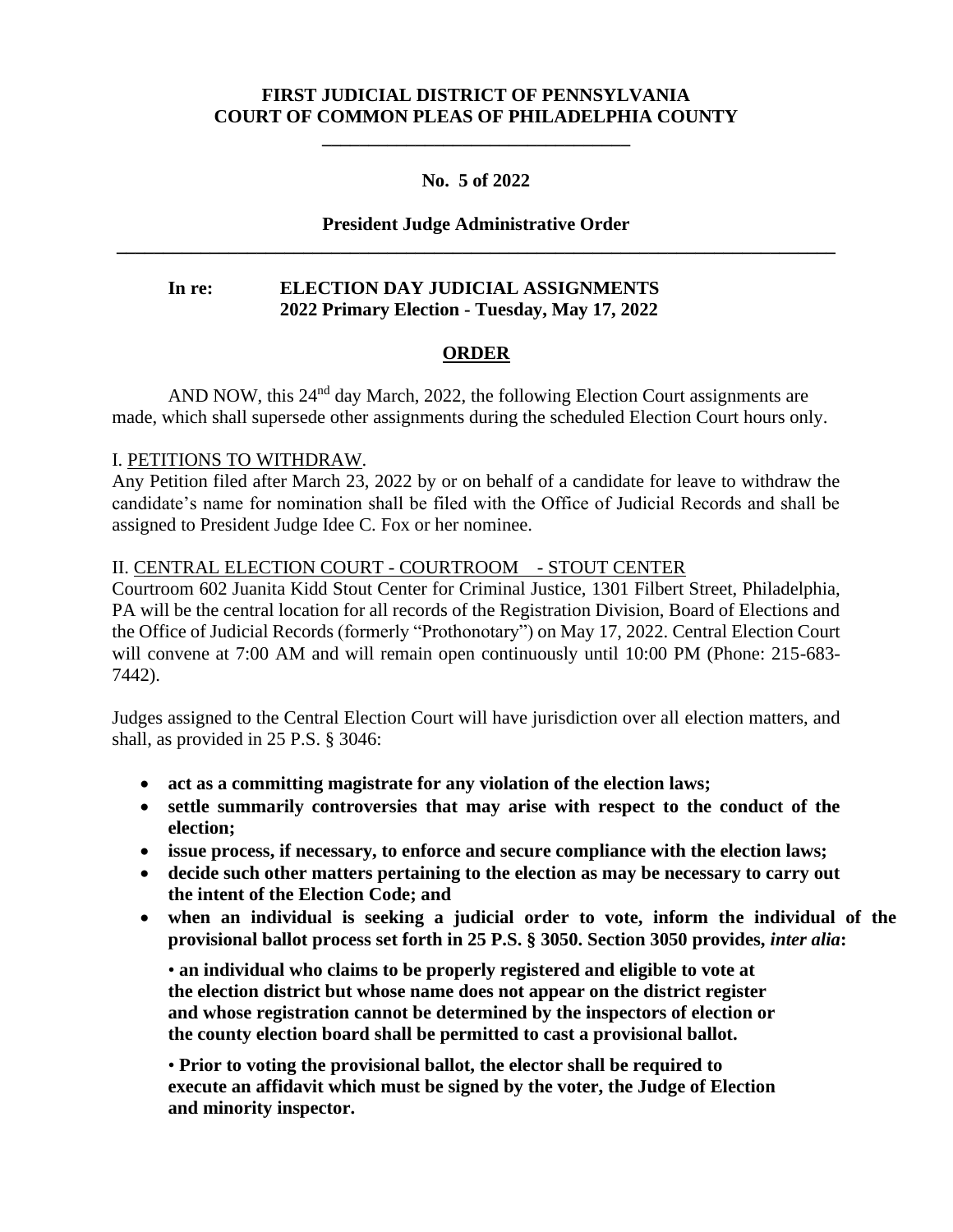**FIRST JUDICIAL DISTRICT OF PENNSYLVANIA**
**COURT OF COMMON PLEAS OF PHILADELPHIA COUNTY**

**No. 5 of 2022**

**President Judge Administrative Order**

---

**In re: ELECTION DAY JUDICIAL ASSIGNMENTS**
**2022 Primary Election - Tuesday, May 17, 2022**

## ORDER

AND NOW, this 24th day March, 2022, the following Election Court assignments are made, which shall supersede other assignments during the scheduled Election Court hours only.

I. PETITIONS TO WITHDRAW.
Any Petition filed after March 23, 2022 by or on behalf of a candidate for leave to withdraw the candidate's name for nomination shall be filed with the Office of Judicial Records and shall be assigned to President Judge Idee C. Fox or her nominee.

II. CENTRAL ELECTION COURT - COURTROOM - STOUT CENTER
Courtroom 602 Juanita Kidd Stout Center for Criminal Justice, 1301 Filbert Street, Philadelphia, PA will be the central location for all records of the Registration Division, Board of Elections and the Office of Judicial Records (formerly "Prothonotary") on May 17, 2022. Central Election Court will convene at 7:00 AM and will remain open continuously until 10:00 PM (Phone: 215-683-7442).

Judges assigned to the Central Election Court will have jurisdiction over all election matters, and shall, as provided in 25 P.S. § 3046:

- **act as a committing magistrate for any violation of the election laws;**
- **settle summarily controversies that may arise with respect to the conduct of the election;**
- **issue process, if necessary, to enforce and secure compliance with the election laws;**
- **decide such other matters pertaining to the election as may be necessary to carry out the intent of the Election Code; and**
- **when an individual is seeking a judicial order to vote, inform the individual of the provisional ballot process set forth in 25 P.S. § 3050. Section 3050 provides, *inter alia*:**

  - **an individual who claims to be properly registered and eligible to vote at the election district but whose name does not appear on the district register and whose registration cannot be determined by the inspectors of election or the county election board shall be permitted to cast a provisional ballot.**

  - **Prior to voting the provisional ballot, the elector shall be required to execute an affidavit which must be signed by the voter, the Judge of Election and minority inspector.**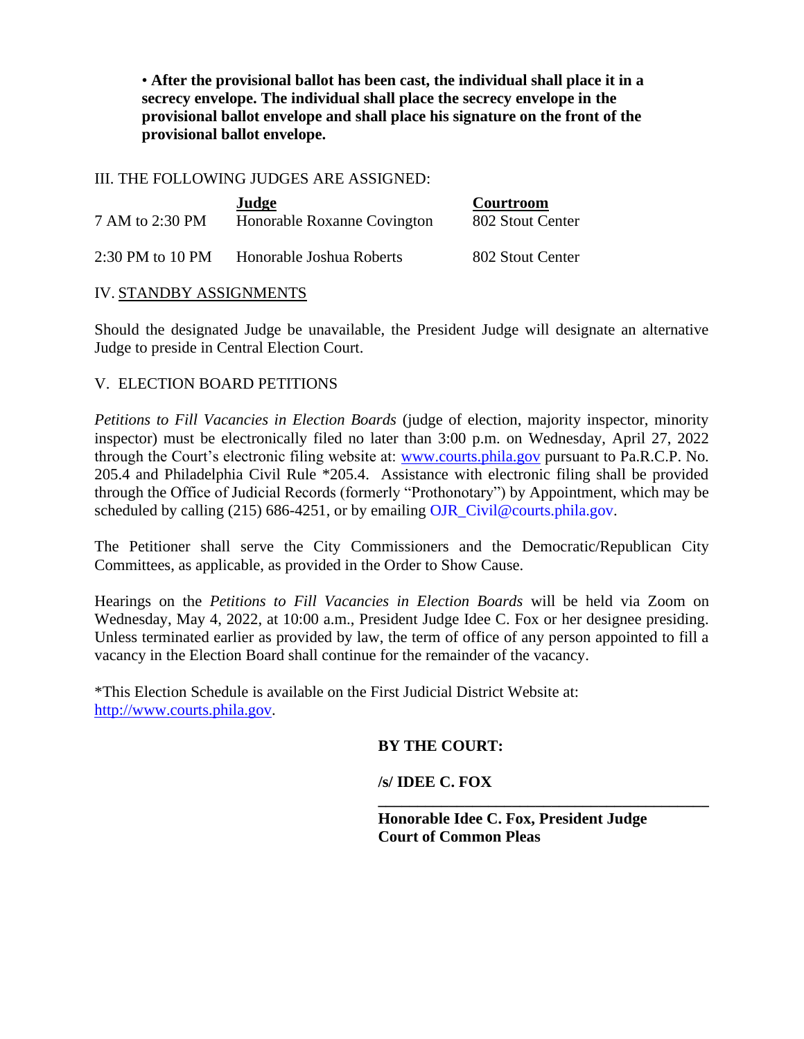• **After the provisional ballot has been cast, the individual shall place it in a secrecy envelope. The individual shall place the secrecy envelope in the provisional ballot envelope and shall place his signature on the front of the provisional ballot envelope.**

III. THE FOLLOWING JUDGES ARE ASSIGNED:

| | Judge | Courtroom |
|---|---|---|
| 7 AM to 2:30 PM | Honorable Roxanne Covington | 802 Stout Center |
| 2:30 PM to 10 PM | Honorable Joshua Roberts | 802 Stout Center |

IV. STANDBY ASSIGNMENTS

Should the designated Judge be unavailable, the President Judge will designate an alternative Judge to preside in Central Election Court.

V. ELECTION BOARD PETITIONS

*Petitions to Fill Vacancies in Election Boards* (judge of election, majority inspector, minority inspector) must be electronically filed no later than 3:00 p.m. on Wednesday, April 27, 2022 through the Court's electronic filing website at: www.courts.phila.gov pursuant to Pa.R.C.P. No. 205.4 and Philadelphia Civil Rule *205.4. Assistance with electronic filing shall be provided through the Office of Judicial Records (formerly "Prothonotary") by Appointment, which may be scheduled by calling (215) 686-4251, or by emailing OJR_Civil@courts.phila.gov.

The Petitioner shall serve the City Commissioners and the Democratic/Republican City Committees, as applicable, as provided in the Order to Show Cause.

Hearings on the *Petitions to Fill Vacancies in Election Boards* will be held via Zoom on Wednesday, May 4, 2022, at 10:00 a.m., President Judge Idee C. Fox or her designee presiding. Unless terminated earlier as provided by law, the term of office of any person appointed to fill a vacancy in the Election Board shall continue for the remainder of the vacancy.

*This Election Schedule is available on the First Judicial District Website at: http://www.courts.phila.gov.

**BY THE COURT:**

**/s/ IDEE C. FOX**

**Honorable Idee C. Fox, President Judge**
**Court of Common Pleas**